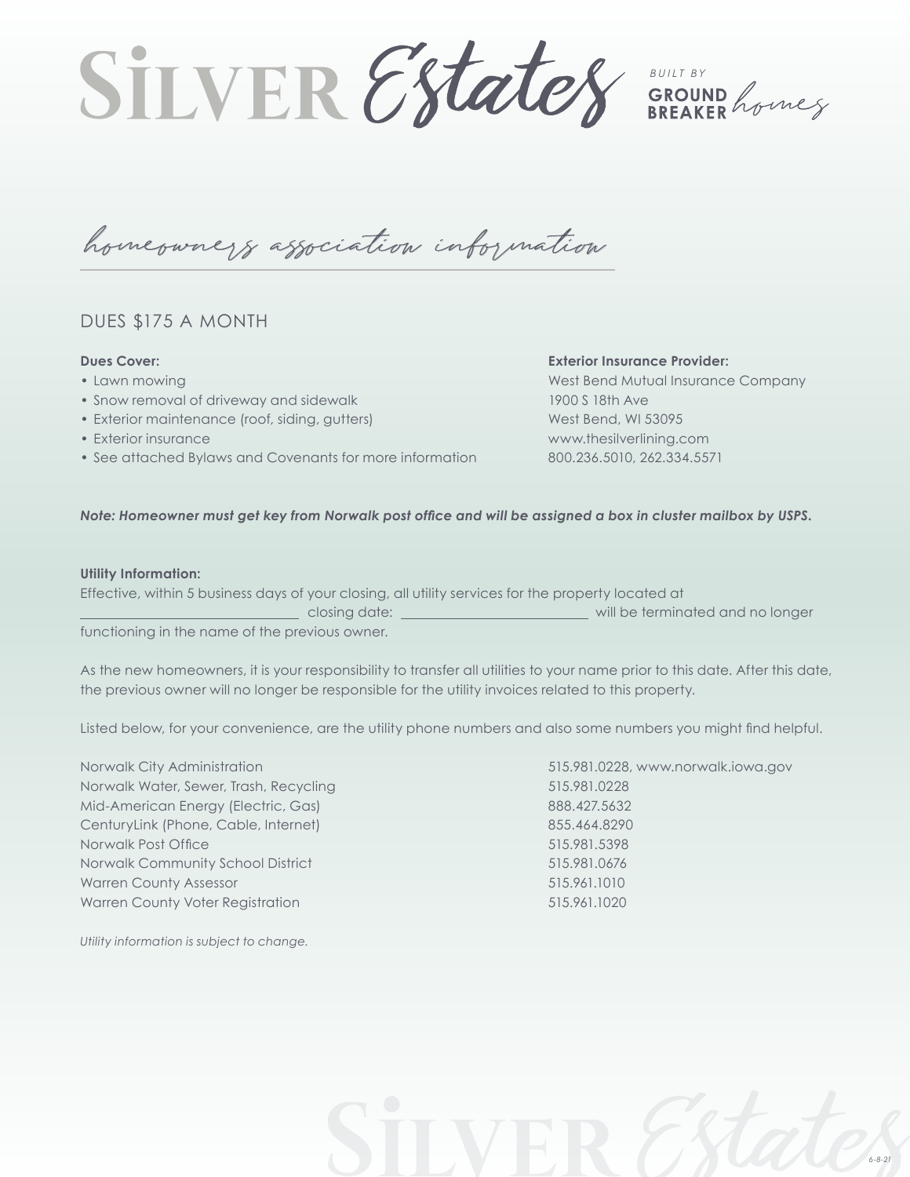# Silver Estates

*BUILT BY* **GROUND BREAKER** homes

## homeowners association information

### DUES $175 A MONTH

**Dues Cover:**

- Lawn mowing
- Snow removal of driveway and sidewalk
- Exterior maintenance (roof, siding, gutters)
- Exterior insurance
- See attached Bylaws and Covenants for more information

**Exterior Insurance Provider:**

West Bend Mutual Insurance Company
1900 S 18th Ave
West Bend, WI 53095
www.thesilverlining.com
800.236.5010, 262.334.5571

***Note: Homeowner must get key from Norwalk post office and will be assigned a box in cluster mailbox by USPS.***

**Utility Information:**

Effective, within 5 business days of your closing, all utility services for the property located at ______________________________ closing date: ___________________________ will be terminated and no longer functioning in the name of the previous owner.

As the new homeowners, it is your responsibility to transfer all utilities to your name prior to this date. After this date, the previous owner will no longer be responsible for the utility invoices related to this property.

Listed below, for your convenience, are the utility phone numbers and also some numbers you might find helpful.

| | |
|---|---|
| Norwalk City Administration | 515.981.0228, www.norwalk.iowa.gov |
| Norwalk Water, Sewer, Trash, Recycling | 515.981.0228 |
| Mid-American Energy (Electric, Gas) | 888.427.5632 |
| CenturyLink (Phone, Cable, Internet) | 855.464.8290 |
| Norwalk Post Office | 515.981.5398 |
| Norwalk Community School District | 515.981.0676 |
| Warren County Assessor | 515.961.1010 |
| Warren County Voter Registration | 515.961.1020 |

*Utility information is subject to change.*

*6-8-21*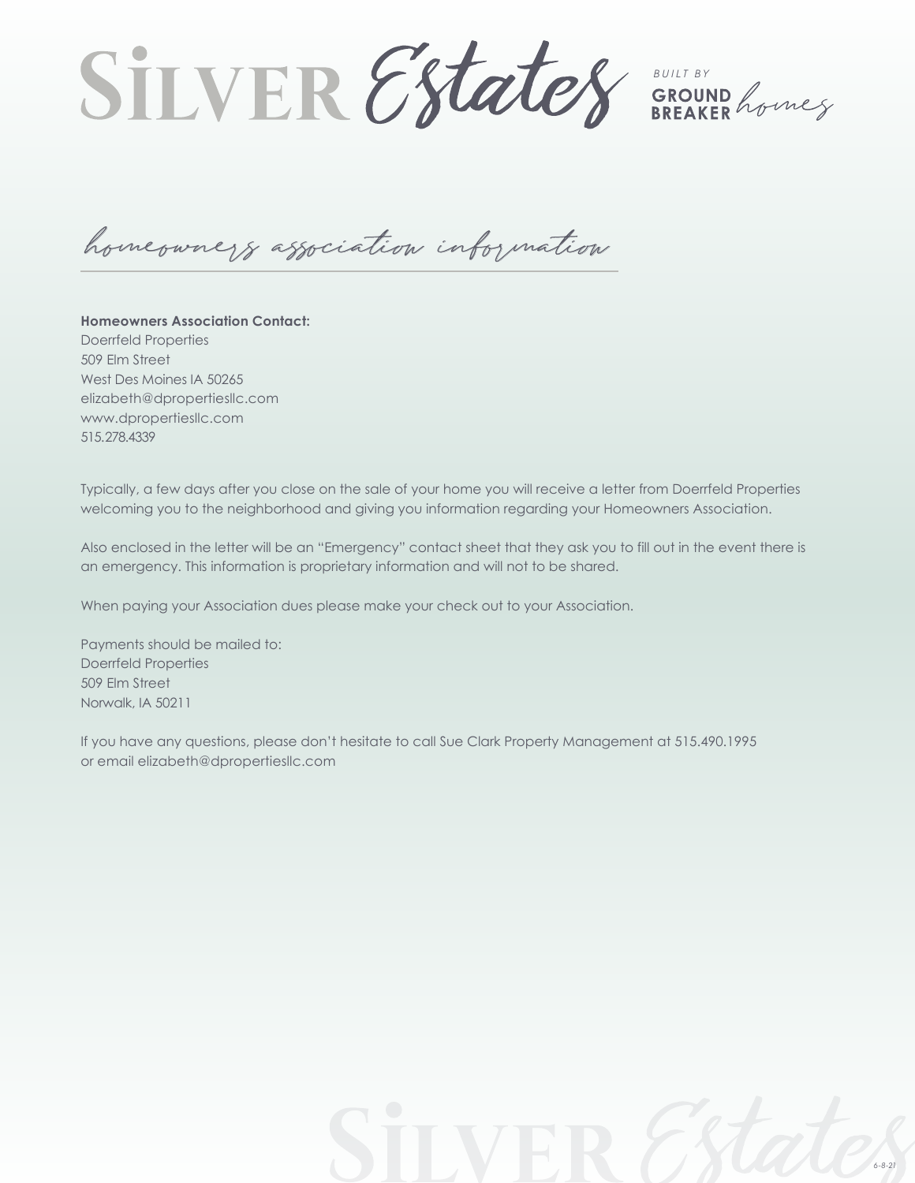# Silver Estates

*Built by Ground Breaker homes*

## homeowners association information

**Homeowners Association Contact:**
Doerrfeld Properties
509 Elm Street
West Des Moines IA 50265
elizabeth@dpropertiesllc.com
www.dpropertiesllc.com
515.278.4339

Typically, a few days after you close on the sale of your home you will receive a letter from Doerrfeld Properties welcoming you to the neighborhood and giving you information regarding your Homeowners Association.

Also enclosed in the letter will be an "Emergency" contact sheet that they ask you to fill out in the event there is an emergency. This information is proprietary information and will not to be shared.

When paying your Association dues please make your check out to your Association.

Payments should be mailed to:
Doerrfeld Properties
509 Elm Street
Norwalk, IA 50211

If you have any questions, please don't hesitate to call Sue Clark Property Management at 515.490.1995 or email elizabeth@dpropertiesllc.com

6-8-21